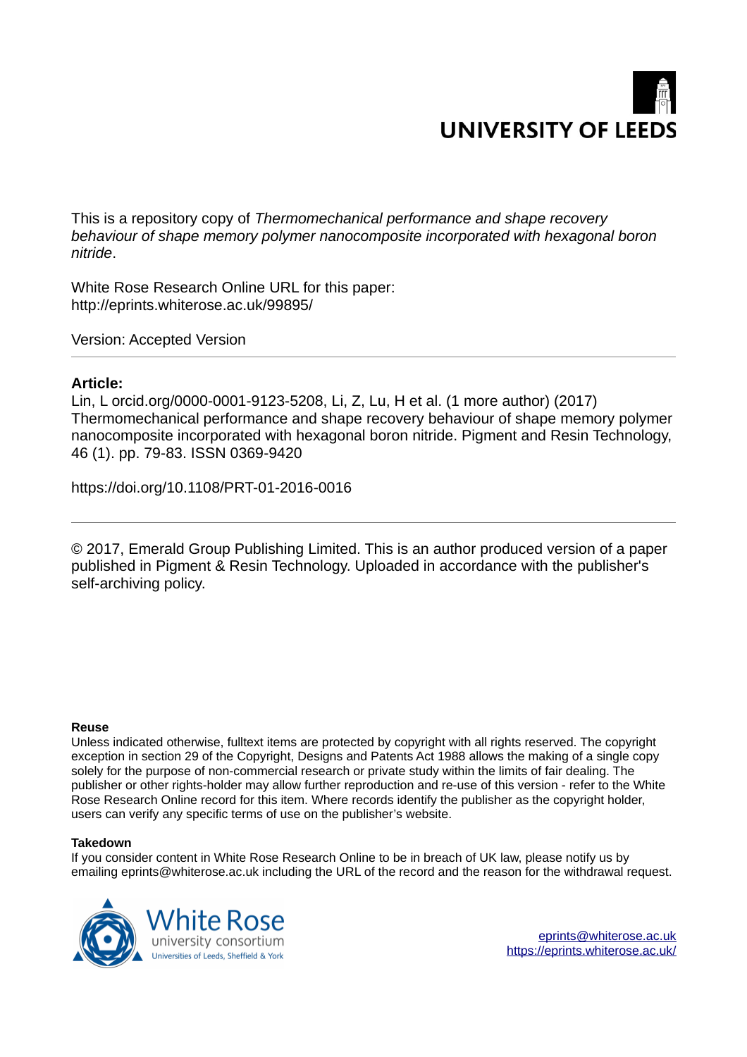UNIVERSITY OF LEEDS

This is a repository copy of *Thermomechanical performance and shape recovery behaviour of shape memory polymer nanocomposite incorporated with hexagonal boron nitride*.

White Rose Research Online URL for this paper:
http://eprints.whiterose.ac.uk/99895/

Version: Accepted Version

**Article:**

Lin, L orcid.org/0000-0001-9123-5208, Li, Z, Lu, H et al. (1 more author) (2017) Thermomechanical performance and shape recovery behaviour of shape memory polymer nanocomposite incorporated with hexagonal boron nitride. Pigment and Resin Technology, 46 (1). pp. 79-83. ISSN 0369-9420

https://doi.org/10.1108/PRT-01-2016-0016

© 2017, Emerald Group Publishing Limited. This is an author produced version of a paper published in Pigment & Resin Technology. Uploaded in accordance with the publisher's self-archiving policy.

**Reuse**

Unless indicated otherwise, fulltext items are protected by copyright with all rights reserved. The copyright exception in section 29 of the Copyright, Designs and Patents Act 1988 allows the making of a single copy solely for the purpose of non-commercial research or private study within the limits of fair dealing. The publisher or other rights-holder may allow further reproduction and re-use of this version - refer to the White Rose Research Online record for this item. Where records identify the publisher as the copyright holder, users can verify any specific terms of use on the publisher's website.

**Takedown**

If you consider content in White Rose Research Online to be in breach of UK law, please notify us by emailing eprints@whiterose.ac.uk including the URL of the record and the reason for the withdrawal request.

White Rose university consortium
Universities of Leeds, Sheffield & York

eprints@whiterose.ac.uk
https://eprints.whiterose.ac.uk/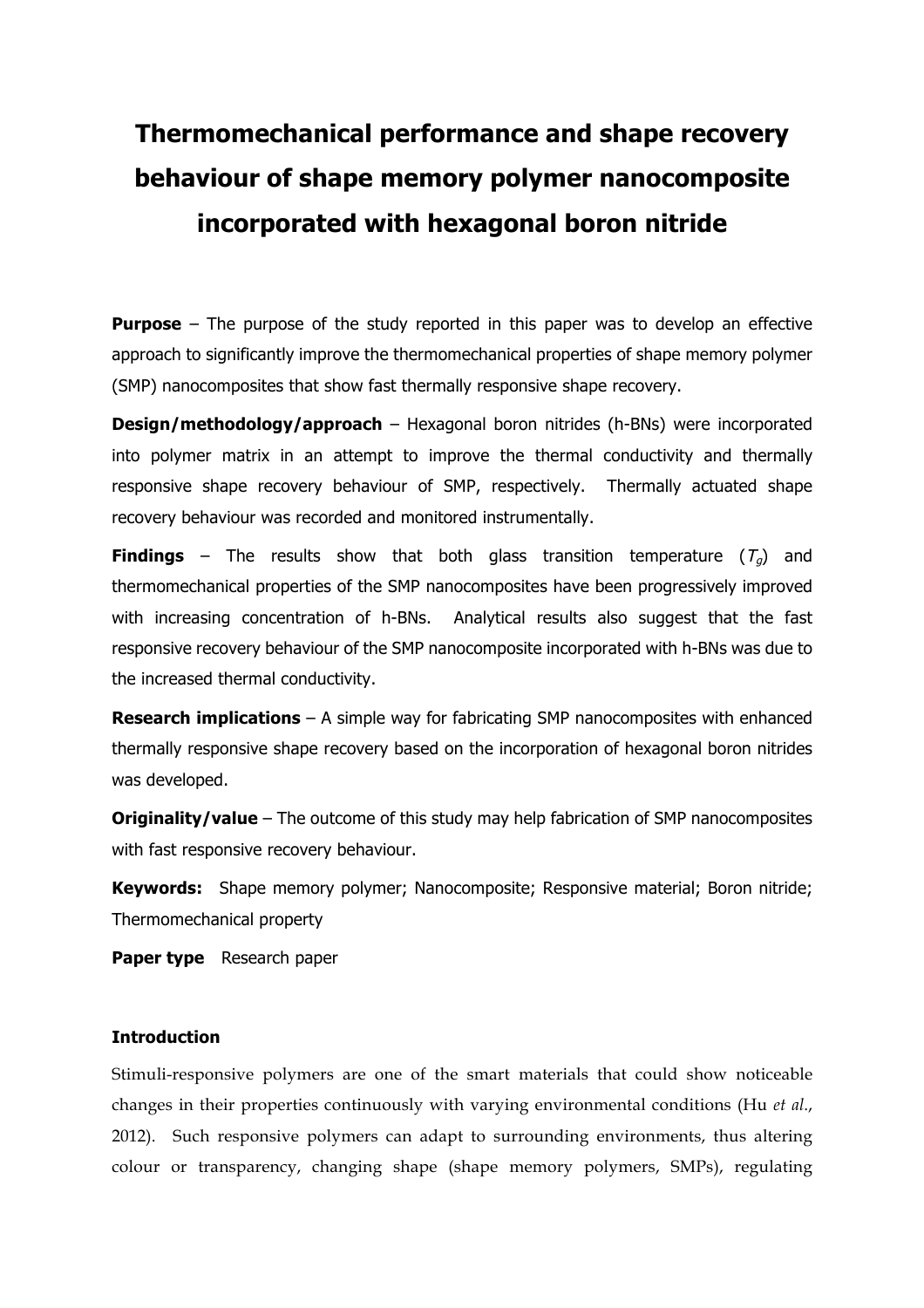# Thermomechanical performance and shape recovery behaviour of shape memory polymer nanocomposite incorporated with hexagonal boron nitride

**Purpose** – The purpose of the study reported in this paper was to develop an effective approach to significantly improve the thermomechanical properties of shape memory polymer (SMP) nanocomposites that show fast thermally responsive shape recovery.

**Design/methodology/approach** – Hexagonal boron nitrides (h-BNs) were incorporated into polymer matrix in an attempt to improve the thermal conductivity and thermally responsive shape recovery behaviour of SMP, respectively. Thermally actuated shape recovery behaviour was recorded and monitored instrumentally.

**Findings** – The results show that both glass transition temperature ($T_g$) and thermomechanical properties of the SMP nanocomposites have been progressively improved with increasing concentration of h-BNs. Analytical results also suggest that the fast responsive recovery behaviour of the SMP nanocomposite incorporated with h-BNs was due to the increased thermal conductivity.

**Research implications** – A simple way for fabricating SMP nanocomposites with enhanced thermally responsive shape recovery based on the incorporation of hexagonal boron nitrides was developed.

**Originality/value** – The outcome of this study may help fabrication of SMP nanocomposites with fast responsive recovery behaviour.

**Keywords:** Shape memory polymer; Nanocomposite; Responsive material; Boron nitride; Thermomechanical property

**Paper type** Research paper

### Introduction

Stimuli-responsive polymers are one of the smart materials that could show noticeable changes in their properties continuously with varying environmental conditions (Hu *et al.*, 2012). Such responsive polymers can adapt to surrounding environments, thus altering colour or transparency, changing shape (shape memory polymers, SMPs), regulating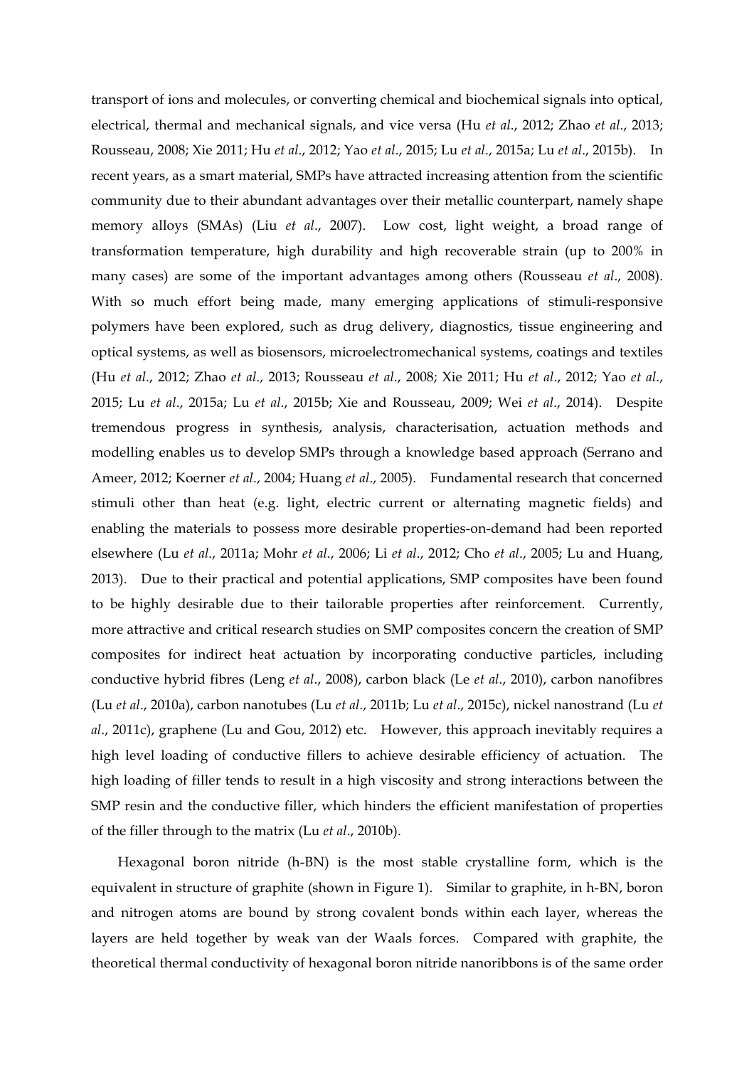transport of ions and molecules, or converting chemical and biochemical signals into optical, electrical, thermal and mechanical signals, and vice versa (Hu *et al*., 2012; Zhao *et al*., 2013; Rousseau, 2008; Xie 2011; Hu *et al*., 2012; Yao *et al*., 2015; Lu *et al*., 2015a; Lu *et al*., 2015b). In recent years, as a smart material, SMPs have attracted increasing attention from the scientific community due to their abundant advantages over their metallic counterpart, namely shape memory alloys (SMAs) (Liu *et al*., 2007). Low cost, light weight, a broad range of transformation temperature, high durability and high recoverable strain (up to 200% in many cases) are some of the important advantages among others (Rousseau *et al*., 2008). With so much effort being made, many emerging applications of stimuli-responsive polymers have been explored, such as drug delivery, diagnostics, tissue engineering and optical systems, as well as biosensors, microelectromechanical systems, coatings and textiles (Hu *et al*., 2012; Zhao *et al*., 2013; Rousseau *et al*., 2008; Xie 2011; Hu *et al*., 2012; Yao *et al*., 2015; Lu *et al*., 2015a; Lu *et al*., 2015b; Xie and Rousseau, 2009; Wei *et al*., 2014). Despite tremendous progress in synthesis, analysis, characterisation, actuation methods and modelling enables us to develop SMPs through a knowledge based approach (Serrano and Ameer, 2012; Koerner *et al*., 2004; Huang *et al*., 2005). Fundamental research that concerned stimuli other than heat (e.g. light, electric current or alternating magnetic fields) and enabling the materials to possess more desirable properties-on-demand had been reported elsewhere (Lu *et al*., 2011a; Mohr *et al*., 2006; Li *et al*., 2012; Cho *et al*., 2005; Lu and Huang, 2013). Due to their practical and potential applications, SMP composites have been found to be highly desirable due to their tailorable properties after reinforcement. Currently, more attractive and critical research studies on SMP composites concern the creation of SMP composites for indirect heat actuation by incorporating conductive particles, including conductive hybrid fibres (Leng *et al*., 2008), carbon black (Le *et al*., 2010), carbon nanofibres (Lu *et al*., 2010a), carbon nanotubes (Lu *et al*., 2011b; Lu *et al*., 2015c), nickel nanostrand (Lu *et al*., 2011c), graphene (Lu and Gou, 2012) etc. However, this approach inevitably requires a high level loading of conductive fillers to achieve desirable efficiency of actuation. The high loading of filler tends to result in a high viscosity and strong interactions between the SMP resin and the conductive filler, which hinders the efficient manifestation of properties of the filler through to the matrix (Lu *et al*., 2010b).

Hexagonal boron nitride (h-BN) is the most stable crystalline form, which is the equivalent in structure of graphite (shown in Figure 1). Similar to graphite, in h-BN, boron and nitrogen atoms are bound by strong covalent bonds within each layer, whereas the layers are held together by weak van der Waals forces. Compared with graphite, the theoretical thermal conductivity of hexagonal boron nitride nanoribbons is of the same order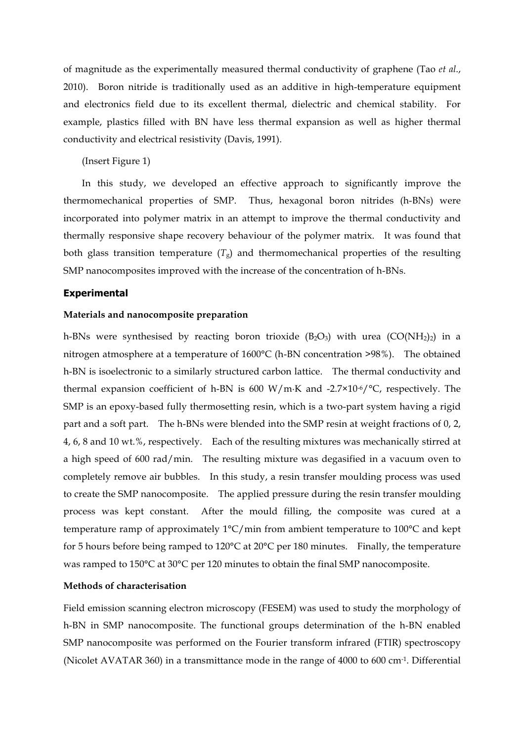of magnitude as the experimentally measured thermal conductivity of graphene (Tao *et al.*, 2010). Boron nitride is traditionally used as an additive in high-temperature equipment and electronics field due to its excellent thermal, dielectric and chemical stability. For example, plastics filled with BN have less thermal expansion as well as higher thermal conductivity and electrical resistivity (Davis, 1991).

(Insert Figure 1)

In this study, we developed an effective approach to significantly improve the thermomechanical properties of SMP. Thus, hexagonal boron nitrides (h-BNs) were incorporated into polymer matrix in an attempt to improve the thermal conductivity and thermally responsive shape recovery behaviour of the polymer matrix. It was found that both glass transition temperature ($T_g$) and thermomechanical properties of the resulting SMP nanocomposites improved with the increase of the concentration of h-BNs.

## Experimental

### Materials and nanocomposite preparation

h-BNs were synthesised by reacting boron trioxide ($B_2O_3$) with urea ($CO(NH_2)_2$) in a nitrogen atmosphere at a temperature of 1600°C (h-BN concentration >98%). The obtained h-BN is isoelectronic to a similarly structured carbon lattice. The thermal conductivity and thermal expansion coefficient of h-BN is 600 W/m·K and $-2.7\times10^{-6}$/°C, respectively. The SMP is an epoxy-based fully thermosetting resin, which is a two-part system having a rigid part and a soft part. The h-BNs were blended into the SMP resin at weight fractions of 0, 2, 4, 6, 8 and 10 wt.%, respectively. Each of the resulting mixtures was mechanically stirred at a high speed of 600 rad/min. The resulting mixture was degasified in a vacuum oven to completely remove air bubbles. In this study, a resin transfer moulding process was used to create the SMP nanocomposite. The applied pressure during the resin transfer moulding process was kept constant. After the mould filling, the composite was cured at a temperature ramp of approximately 1°C/min from ambient temperature to 100°C and kept for 5 hours before being ramped to 120°C at 20°C per 180 minutes. Finally, the temperature was ramped to 150°C at 30°C per 120 minutes to obtain the final SMP nanocomposite.

### Methods of characterisation

Field emission scanning electron microscopy (FESEM) was used to study the morphology of h-BN in SMP nanocomposite. The functional groups determination of the h-BN enabled SMP nanocomposite was performed on the Fourier transform infrared (FTIR) spectroscopy (Nicolet AVATAR 360) in a transmittance mode in the range of 4000 to 600 $cm^{-1}$. Differential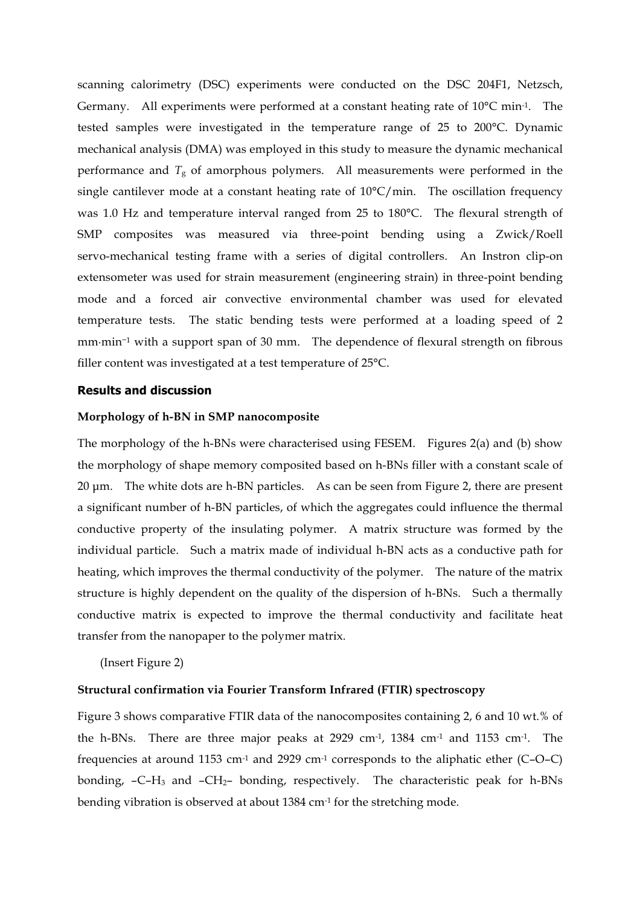scanning calorimetry (DSC) experiments were conducted on the DSC 204F1, Netzsch, Germany. All experiments were performed at a constant heating rate of 10°C min$^{-1}$. The tested samples were investigated in the temperature range of 25 to 200°C. Dynamic mechanical analysis (DMA) was employed in this study to measure the dynamic mechanical performance and $T_g$ of amorphous polymers. All measurements were performed in the single cantilever mode at a constant heating rate of 10°C/min. The oscillation frequency was 1.0 Hz and temperature interval ranged from 25 to 180°C. The flexural strength of SMP composites was measured via three-point bending using a Zwick/Roell servo-mechanical testing frame with a series of digital controllers. An Instron clip-on extensometer was used for strain measurement (engineering strain) in three-point bending mode and a forced air convective environmental chamber was used for elevated temperature tests. The static bending tests were performed at a loading speed of 2 mm·min$^{-1}$ with a support span of 30 mm. The dependence of flexural strength on fibrous filler content was investigated at a test temperature of 25°C.

## Results and discussion

### Morphology of h-BN in SMP nanocomposite

The morphology of the h-BNs were characterised using FESEM. Figures 2(a) and (b) show the morphology of shape memory composited based on h-BNs filler with a constant scale of 20 µm. The white dots are h-BN particles. As can be seen from Figure 2, there are present a significant number of h-BN particles, of which the aggregates could influence the thermal conductive property of the insulating polymer. A matrix structure was formed by the individual particle. Such a matrix made of individual h-BN acts as a conductive path for heating, which improves the thermal conductivity of the polymer. The nature of the matrix structure is highly dependent on the quality of the dispersion of h-BNs. Such a thermally conductive matrix is expected to improve the thermal conductivity and facilitate heat transfer from the nanopaper to the polymer matrix.

(Insert Figure 2)

### Structural confirmation via Fourier Transform Infrared (FTIR) spectroscopy

Figure 3 shows comparative FTIR data of the nanocomposites containing 2, 6 and 10 wt.% of the h-BNs. There are three major peaks at 2929 cm$^{-1}$, 1384 cm$^{-1}$ and 1153 cm$^{-1}$. The frequencies at around 1153 cm$^{-1}$ and 2929 cm$^{-1}$ corresponds to the aliphatic ether (C–O–C) bonding, $–C–H_3$ and $–CH_2–$ bonding, respectively. The characteristic peak for h-BNs bending vibration is observed at about 1384 cm$^{-1}$ for the stretching mode.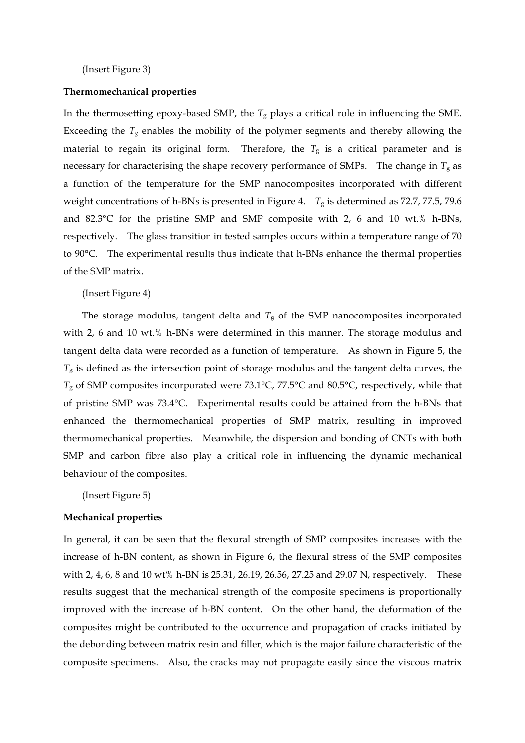(Insert Figure 3)

**Thermomechanical properties**

In the thermosetting epoxy-based SMP, the $T_g$ plays a critical role in influencing the SME. Exceeding the $T_g$ enables the mobility of the polymer segments and thereby allowing the material to regain its original form. Therefore, the $T_g$ is a critical parameter and is necessary for characterising the shape recovery performance of SMPs. The change in $T_g$ as a function of the temperature for the SMP nanocomposites incorporated with different weight concentrations of h-BNs is presented in Figure 4. $T_g$ is determined as 72.7, 77.5, 79.6 and 82.3°C for the pristine SMP and SMP composite with 2, 6 and 10 wt.% h-BNs, respectively. The glass transition in tested samples occurs within a temperature range of 70 to 90°C. The experimental results thus indicate that h-BNs enhance the thermal properties of the SMP matrix.

(Insert Figure 4)

The storage modulus, tangent delta and $T_g$ of the SMP nanocomposites incorporated with 2, 6 and 10 wt.% h-BNs were determined in this manner. The storage modulus and tangent delta data were recorded as a function of temperature. As shown in Figure 5, the $T_g$ is defined as the intersection point of storage modulus and the tangent delta curves, the $T_g$ of SMP composites incorporated were 73.1°C, 77.5°C and 80.5°C, respectively, while that of pristine SMP was 73.4°C. Experimental results could be attained from the h-BNs that enhanced the thermomechanical properties of SMP matrix, resulting in improved thermomechanical properties. Meanwhile, the dispersion and bonding of CNTs with both SMP and carbon fibre also play a critical role in influencing the dynamic mechanical behaviour of the composites.

(Insert Figure 5)

**Mechanical properties**

In general, it can be seen that the flexural strength of SMP composites increases with the increase of h-BN content, as shown in Figure 6, the flexural stress of the SMP composites with 2, 4, 6, 8 and 10 wt% h-BN is 25.31, 26.19, 26.56, 27.25 and 29.07 N, respectively. These results suggest that the mechanical strength of the composite specimens is proportionally improved with the increase of h-BN content. On the other hand, the deformation of the composites might be contributed to the occurrence and propagation of cracks initiated by the debonding between matrix resin and filler, which is the major failure characteristic of the composite specimens. Also, the cracks may not propagate easily since the viscous matrix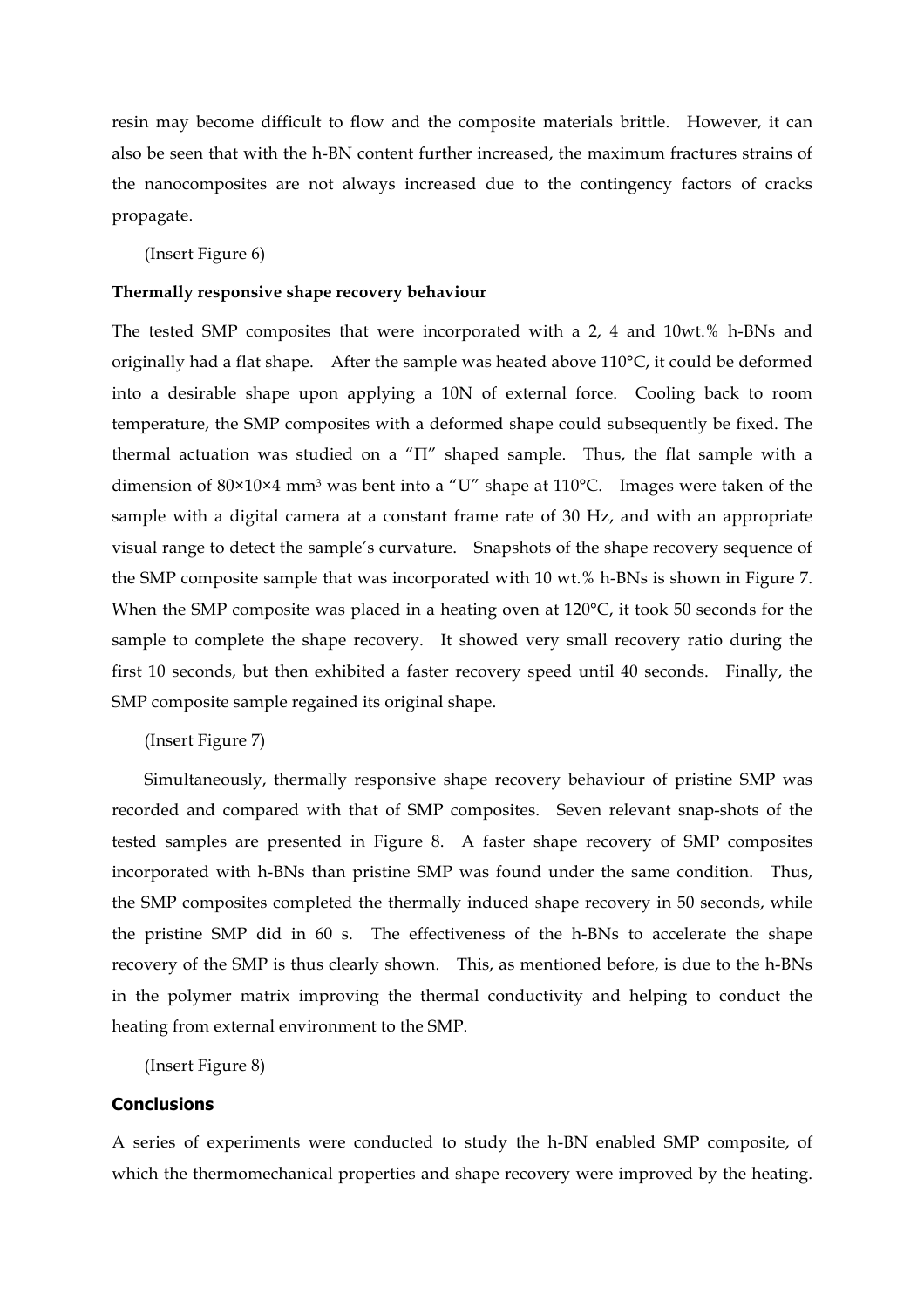resin may become difficult to flow and the composite materials brittle. However, it can also be seen that with the h-BN content further increased, the maximum fractures strains of the nanocomposites are not always increased due to the contingency factors of cracks propagate.

(Insert Figure 6)

**Thermally responsive shape recovery behaviour**

The tested SMP composites that were incorporated with a 2, 4 and 10wt.% h-BNs and originally had a flat shape. After the sample was heated above 110°C, it could be deformed into a desirable shape upon applying a 10N of external force. Cooling back to room temperature, the SMP composites with a deformed shape could subsequently be fixed. The thermal actuation was studied on a "Π" shaped sample. Thus, the flat sample with a dimension of 80×10×4 mm$^3$ was bent into a "U" shape at 110°C. Images were taken of the sample with a digital camera at a constant frame rate of 30 Hz, and with an appropriate visual range to detect the sample's curvature. Snapshots of the shape recovery sequence of the SMP composite sample that was incorporated with 10 wt.% h-BNs is shown in Figure 7. When the SMP composite was placed in a heating oven at 120°C, it took 50 seconds for the sample to complete the shape recovery. It showed very small recovery ratio during the first 10 seconds, but then exhibited a faster recovery speed until 40 seconds. Finally, the SMP composite sample regained its original shape.

(Insert Figure 7)

Simultaneously, thermally responsive shape recovery behaviour of pristine SMP was recorded and compared with that of SMP composites. Seven relevant snap-shots of the tested samples are presented in Figure 8. A faster shape recovery of SMP composites incorporated with h-BNs than pristine SMP was found under the same condition. Thus, the SMP composites completed the thermally induced shape recovery in 50 seconds, while the pristine SMP did in 60 s. The effectiveness of the h-BNs to accelerate the shape recovery of the SMP is thus clearly shown. This, as mentioned before, is due to the h-BNs in the polymer matrix improving the thermal conductivity and helping to conduct the heating from external environment to the SMP.

(Insert Figure 8)

**Conclusions**

A series of experiments were conducted to study the h-BN enabled SMP composite, of which the thermomechanical properties and shape recovery were improved by the heating.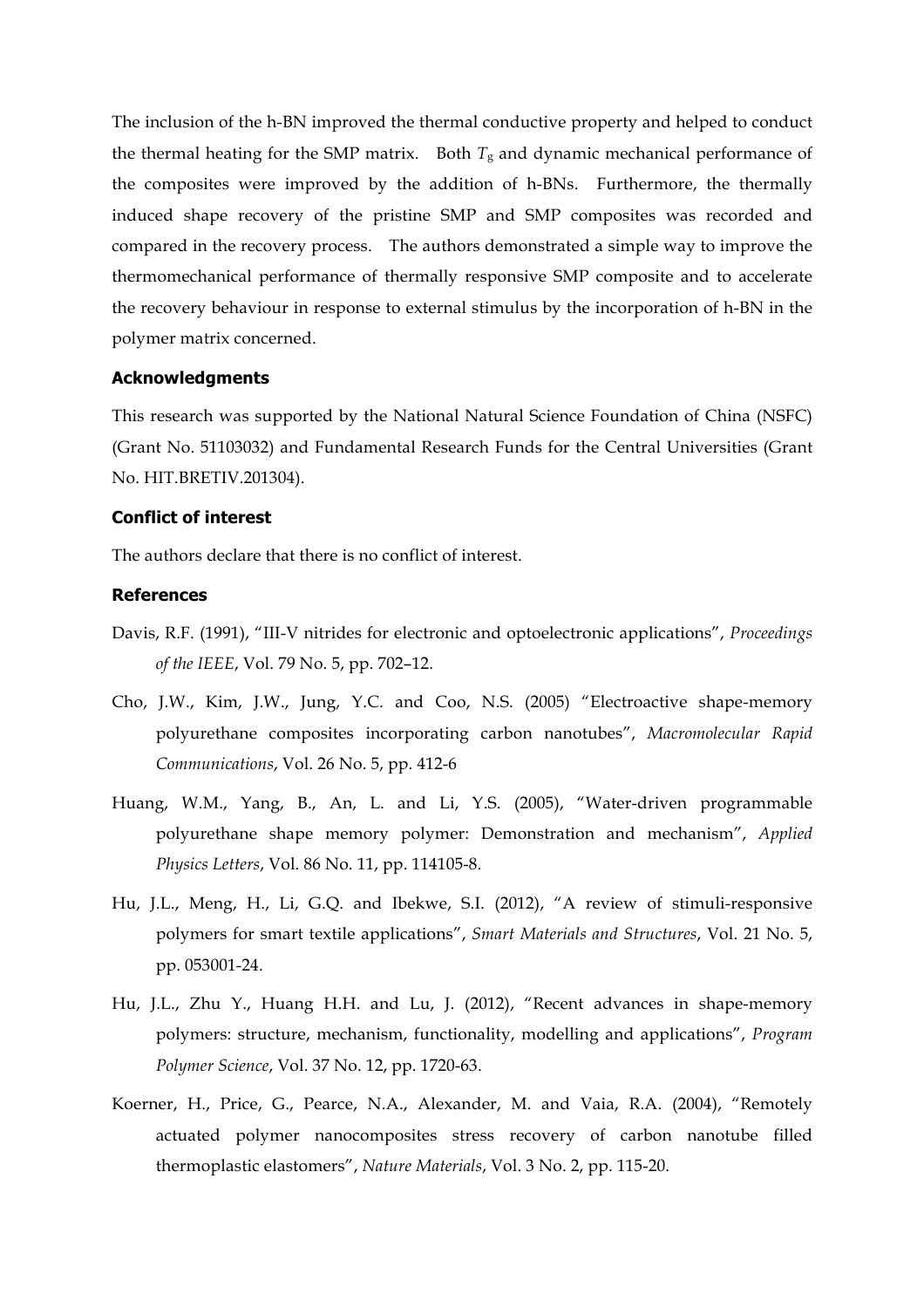The inclusion of the h-BN improved the thermal conductive property and helped to conduct the thermal heating for the SMP matrix. Both $T_g$ and dynamic mechanical performance of the composites were improved by the addition of h-BNs. Furthermore, the thermally induced shape recovery of the pristine SMP and SMP composites was recorded and compared in the recovery process. The authors demonstrated a simple way to improve the thermomechanical performance of thermally responsive SMP composite and to accelerate the recovery behaviour in response to external stimulus by the incorporation of h-BN in the polymer matrix concerned.

### Acknowledgments

This research was supported by the National Natural Science Foundation of China (NSFC) (Grant No. 51103032) and Fundamental Research Funds for the Central Universities (Grant No. HIT.BRETIV.201304).

### Conflict of interest

The authors declare that there is no conflict of interest.

### References

Davis, R.F. (1991), "III-V nitrides for electronic and optoelectronic applications", *Proceedings of the IEEE*, Vol. 79 No. 5, pp. 702–12.

Cho, J.W., Kim, J.W., Jung, Y.C. and Coo, N.S. (2005) "Electroactive shape-memory polyurethane composites incorporating carbon nanotubes", *Macromolecular Rapid Communications*, Vol. 26 No. 5, pp. 412-6

Huang, W.M., Yang, B., An, L. and Li, Y.S. (2005), "Water-driven programmable polyurethane shape memory polymer: Demonstration and mechanism", *Applied Physics Letters*, Vol. 86 No. 11, pp. 114105-8.

Hu, J.L., Meng, H., Li, G.Q. and Ibekwe, S.I. (2012), "A review of stimuli-responsive polymers for smart textile applications", *Smart Materials and Structures*, Vol. 21 No. 5, pp. 053001-24.

Hu, J.L., Zhu Y., Huang H.H. and Lu, J. (2012), "Recent advances in shape-memory polymers: structure, mechanism, functionality, modelling and applications", *Program Polymer Science*, Vol. 37 No. 12, pp. 1720-63.

Koerner, H., Price, G., Pearce, N.A., Alexander, M. and Vaia, R.A. (2004), "Remotely actuated polymer nanocomposites stress recovery of carbon nanotube filled thermoplastic elastomers", *Nature Materials*, Vol. 3 No. 2, pp. 115-20.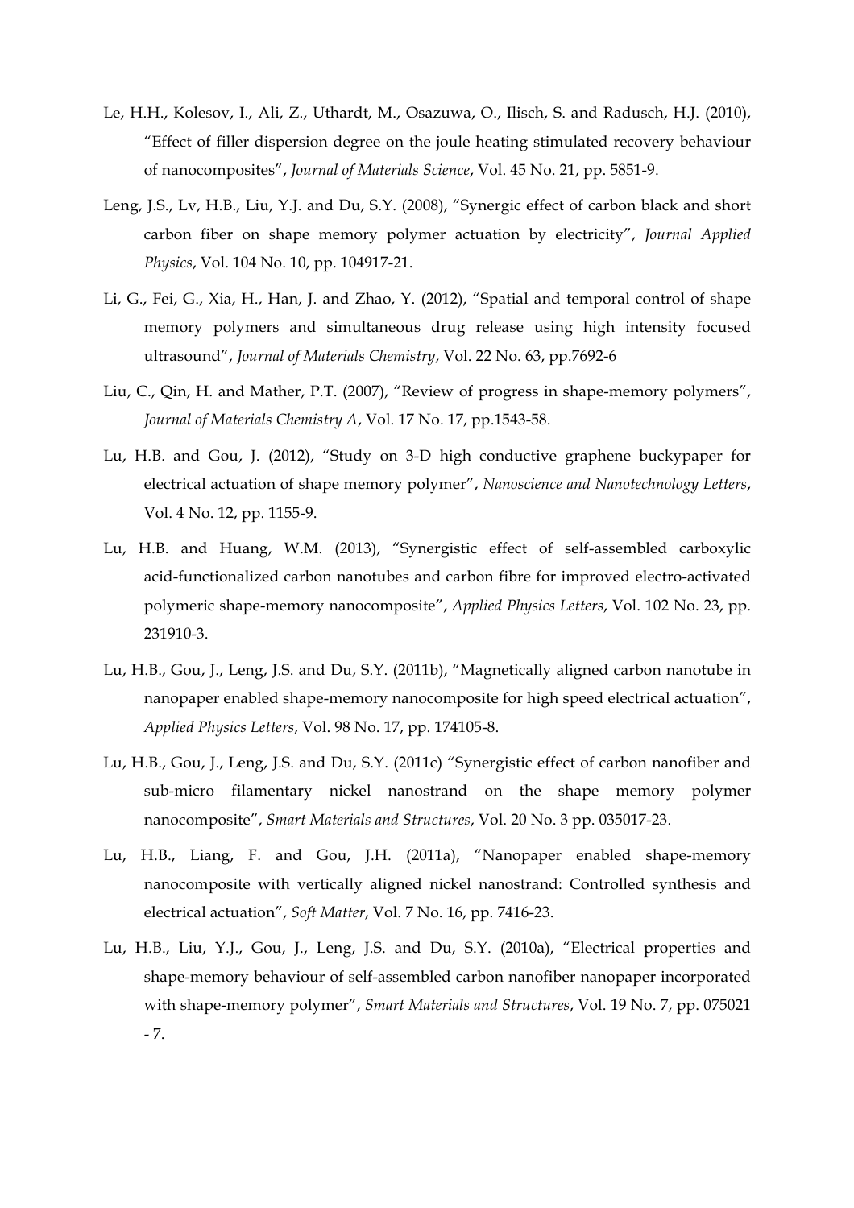Le, H.H., Kolesov, I., Ali, Z., Uthardt, M., Osazuwa, O., Ilisch, S. and Radusch, H.J. (2010), "Effect of filler dispersion degree on the joule heating stimulated recovery behaviour of nanocomposites", *Journal of Materials Science*, Vol. 45 No. 21, pp. 5851-9.

Leng, J.S., Lv, H.B., Liu, Y.J. and Du, S.Y. (2008), "Synergic effect of carbon black and short carbon fiber on shape memory polymer actuation by electricity", *Journal Applied Physics*, Vol. 104 No. 10, pp. 104917-21.

Li, G., Fei, G., Xia, H., Han, J. and Zhao, Y. (2012), "Spatial and temporal control of shape memory polymers and simultaneous drug release using high intensity focused ultrasound", *Journal of Materials Chemistry*, Vol. 22 No. 63, pp.7692-6

Liu, C., Qin, H. and Mather, P.T. (2007), "Review of progress in shape-memory polymers", *Journal of Materials Chemistry A*, Vol. 17 No. 17, pp.1543-58.

Lu, H.B. and Gou, J. (2012), "Study on 3-D high conductive graphene buckypaper for electrical actuation of shape memory polymer", *Nanoscience and Nanotechnology Letters*, Vol. 4 No. 12, pp. 1155-9.

Lu, H.B. and Huang, W.M. (2013), "Synergistic effect of self-assembled carboxylic acid-functionalized carbon nanotubes and carbon fibre for improved electro-activated polymeric shape-memory nanocomposite", *Applied Physics Letters*, Vol. 102 No. 23, pp. 231910-3.

Lu, H.B., Gou, J., Leng, J.S. and Du, S.Y. (2011b), "Magnetically aligned carbon nanotube in nanopaper enabled shape-memory nanocomposite for high speed electrical actuation", *Applied Physics Letters*, Vol. 98 No. 17, pp. 174105-8.

Lu, H.B., Gou, J., Leng, J.S. and Du, S.Y. (2011c) "Synergistic effect of carbon nanofiber and sub-micro filamentary nickel nanostrand on the shape memory polymer nanocomposite", *Smart Materials and Structures*, Vol. 20 No. 3 pp. 035017-23.

Lu, H.B., Liang, F. and Gou, J.H. (2011a), "Nanopaper enabled shape-memory nanocomposite with vertically aligned nickel nanostrand: Controlled synthesis and electrical actuation", *Soft Matter*, Vol. 7 No. 16, pp. 7416-23.

Lu, H.B., Liu, Y.J., Gou, J., Leng, J.S. and Du, S.Y. (2010a), "Electrical properties and shape-memory behaviour of self-assembled carbon nanofiber nanopaper incorporated with shape-memory polymer", *Smart Materials and Structures*, Vol. 19 No. 7, pp. 075021 - 7.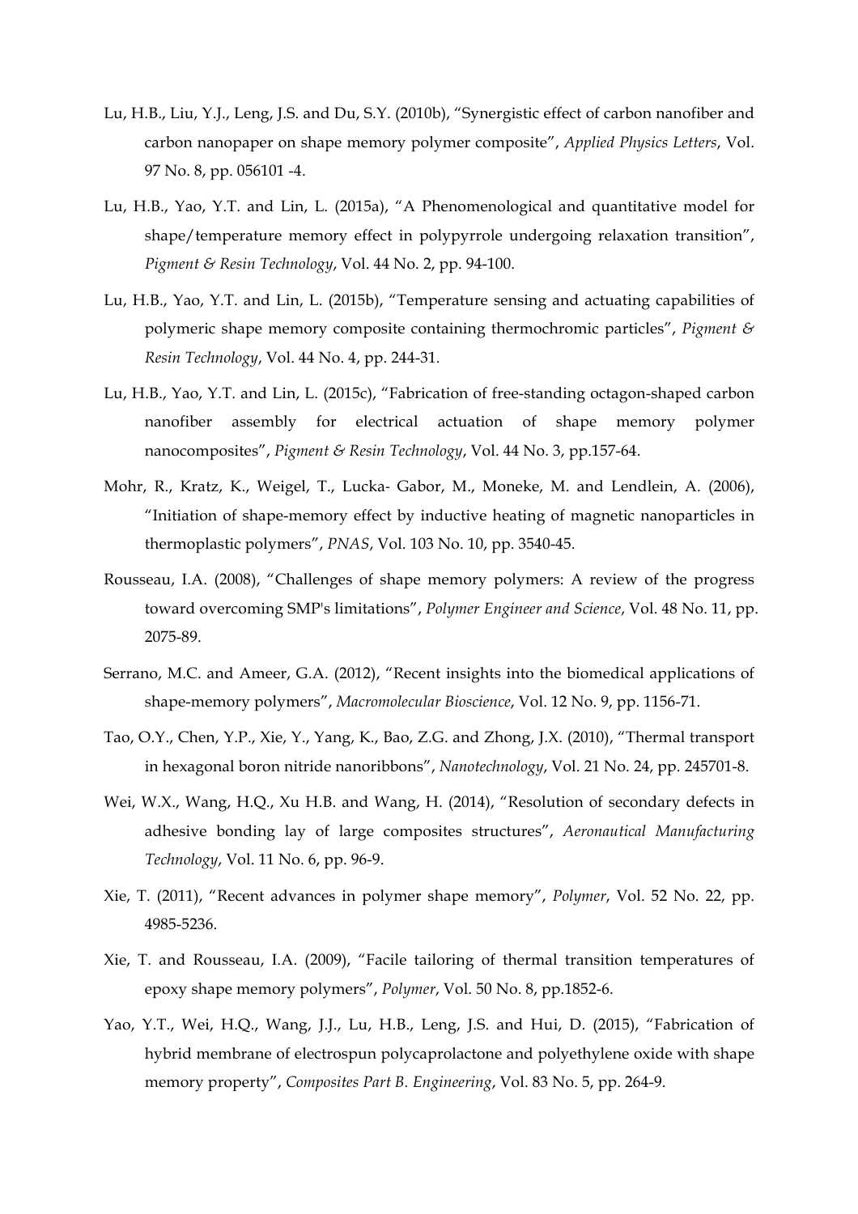Lu, H.B., Liu, Y.J., Leng, J.S. and Du, S.Y. (2010b), “Synergistic effect of carbon nanofiber and carbon nanopaper on shape memory polymer composite”, *Applied Physics Letters*, Vol. 97 No. 8, pp. 056101 -4.

Lu, H.B., Yao, Y.T. and Lin, L. (2015a), “A Phenomenological and quantitative model for shape/temperature memory effect in polypyrrole undergoing relaxation transition”, *Pigment & Resin Technology*, Vol. 44 No. 2, pp. 94-100.

Lu, H.B., Yao, Y.T. and Lin, L. (2015b), “Temperature sensing and actuating capabilities of polymeric shape memory composite containing thermochromic particles”, *Pigment & Resin Technology*, Vol. 44 No. 4, pp. 244-31.

Lu, H.B., Yao, Y.T. and Lin, L. (2015c), “Fabrication of free-standing octagon-shaped carbon nanofiber assembly for electrical actuation of shape memory polymer nanocomposites”, *Pigment & Resin Technology*, Vol. 44 No. 3, pp.157-64.

Mohr, R., Kratz, K., Weigel, T., Lucka- Gabor, M., Moneke, M. and Lendlein, A. (2006), “Initiation of shape-memory effect by inductive heating of magnetic nanoparticles in thermoplastic polymers”, *PNAS*, Vol. 103 No. 10, pp. 3540-45.

Rousseau, I.A. (2008), “Challenges of shape memory polymers: A review of the progress toward overcoming SMP's limitations”, *Polymer Engineer and Science*, Vol. 48 No. 11, pp. 2075-89.

Serrano, M.C. and Ameer, G.A. (2012), “Recent insights into the biomedical applications of shape-memory polymers”, *Macromolecular Bioscience*, Vol. 12 No. 9, pp. 1156-71.

Tao, O.Y., Chen, Y.P., Xie, Y., Yang, K., Bao, Z.G. and Zhong, J.X. (2010), “Thermal transport in hexagonal boron nitride nanoribbons”, *Nanotechnology*, Vol. 21 No. 24, pp. 245701-8.

Wei, W.X., Wang, H.Q., Xu H.B. and Wang, H. (2014), “Resolution of secondary defects in adhesive bonding lay of large composites structures”, *Aeronautical Manufacturing Technology*, Vol. 11 No. 6, pp. 96-9.

Xie, T. (2011), “Recent advances in polymer shape memory”, *Polymer*, Vol. 52 No. 22, pp. 4985-5236.

Xie, T. and Rousseau, I.A. (2009), “Facile tailoring of thermal transition temperatures of epoxy shape memory polymers”, *Polymer*, Vol. 50 No. 8, pp.1852-6.

Yao, Y.T., Wei, H.Q., Wang, J.J., Lu, H.B., Leng, J.S. and Hui, D. (2015), “Fabrication of hybrid membrane of electrospun polycaprolactone and polyethylene oxide with shape memory property”, *Composites Part B. Engineering*, Vol. 83 No. 5, pp. 264-9.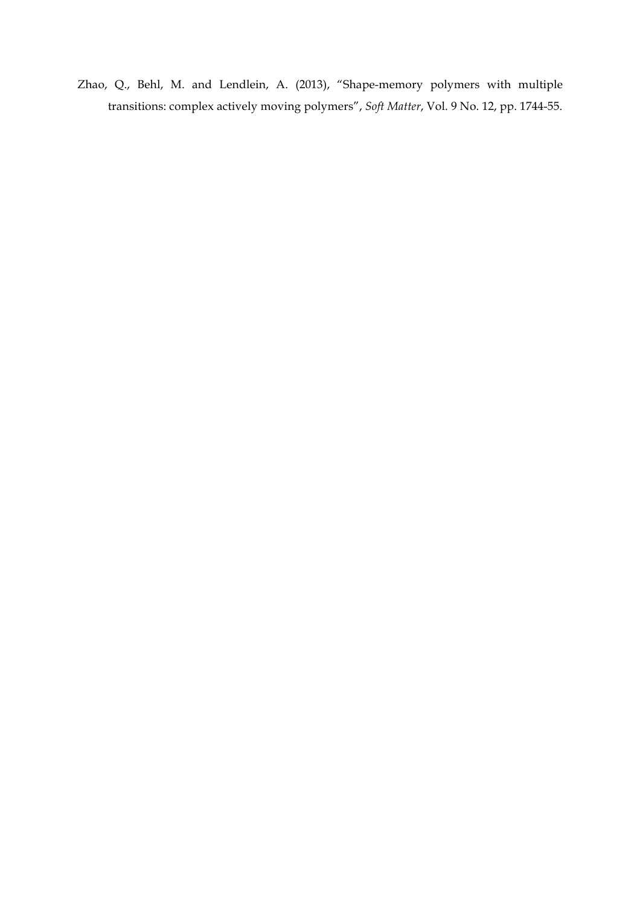Zhao, Q., Behl, M. and Lendlein, A. (2013), "Shape-memory polymers with multiple transitions: complex actively moving polymers", *Soft Matter*, Vol. 9 No. 12, pp. 1744-55.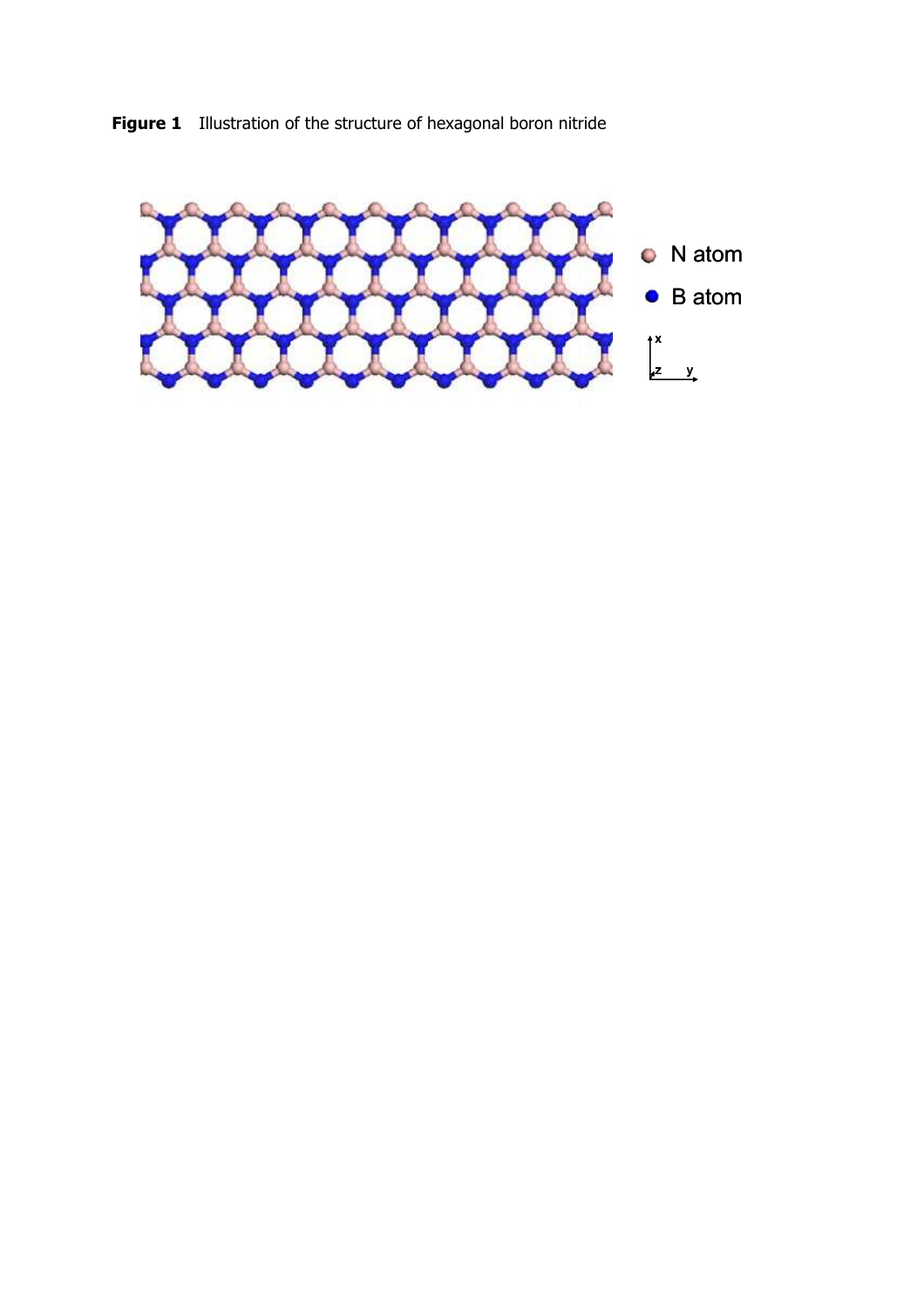**Figure 1** Illustration of the structure of hexagonal boron nitride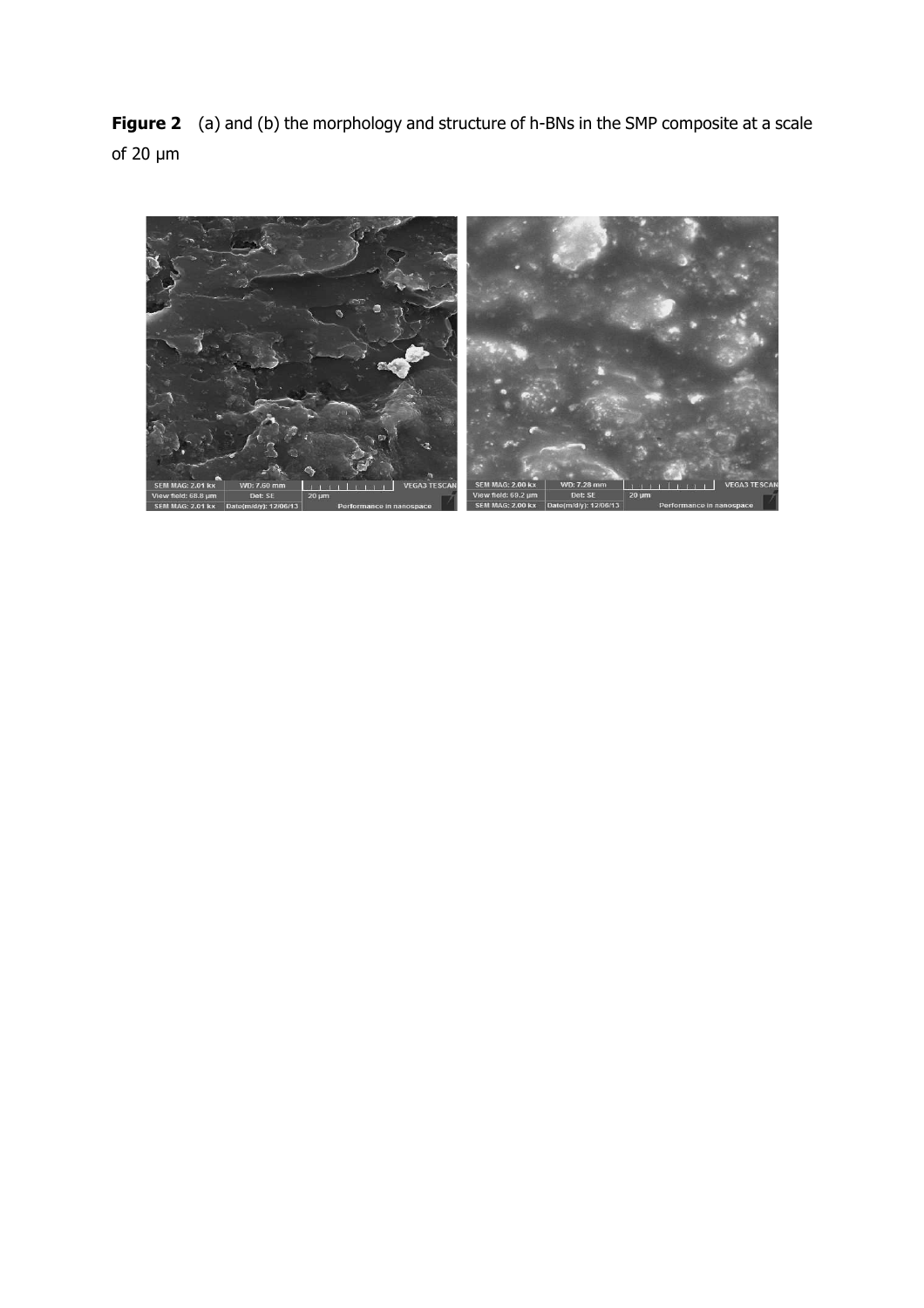**Figure 2** (a) and (b) the morphology and structure of h-BNs in the SMP composite at a scale of 20 μm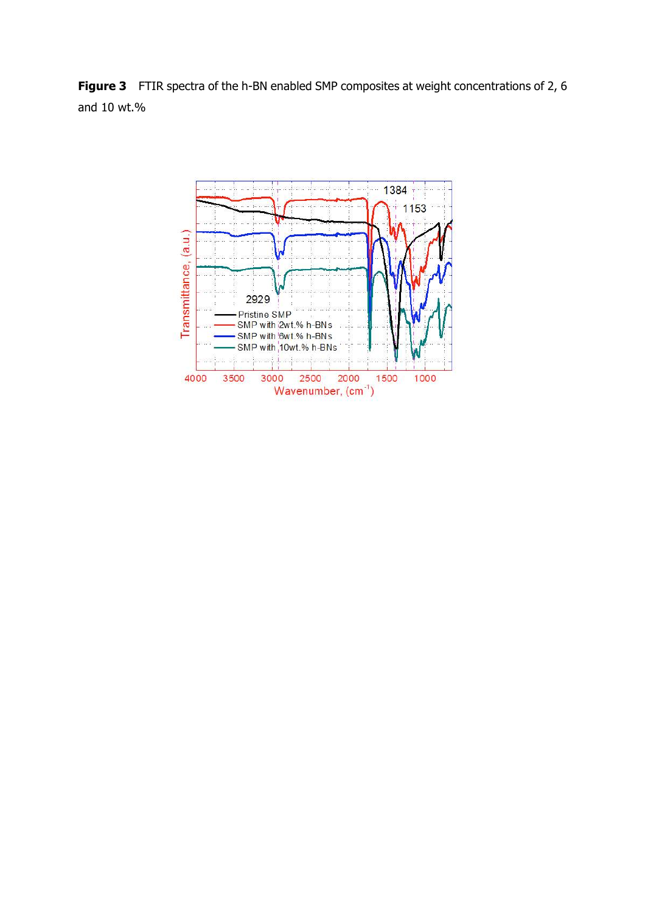**Figure 3** FTIR spectra of the h-BN enabled SMP composites at weight concentrations of 2, 6 and 10 wt.%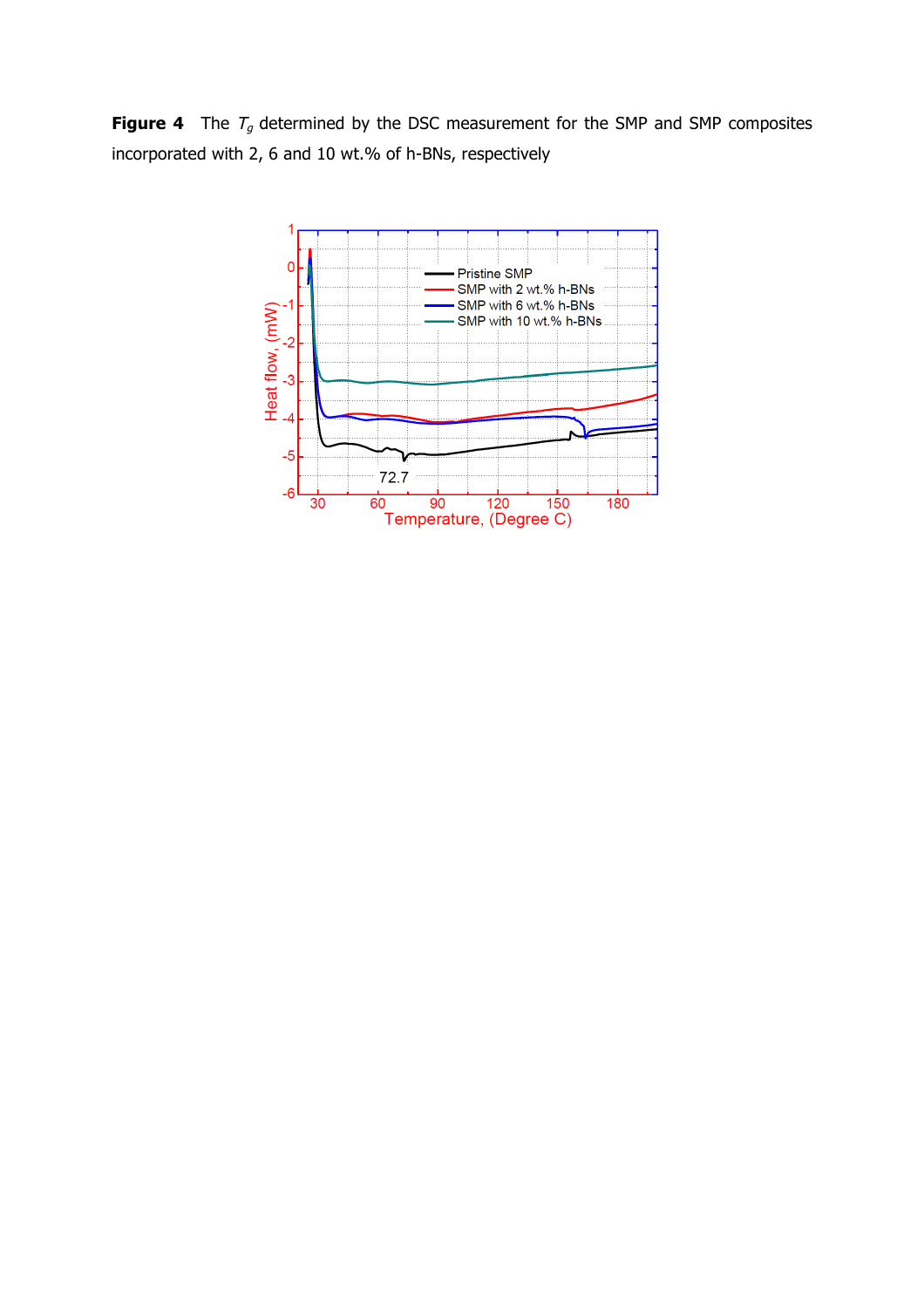**Figure 4** The $T_g$ determined by the DSC measurement for the SMP and SMP composites incorporated with 2, 6 and 10 wt.% of h-BNs, respectively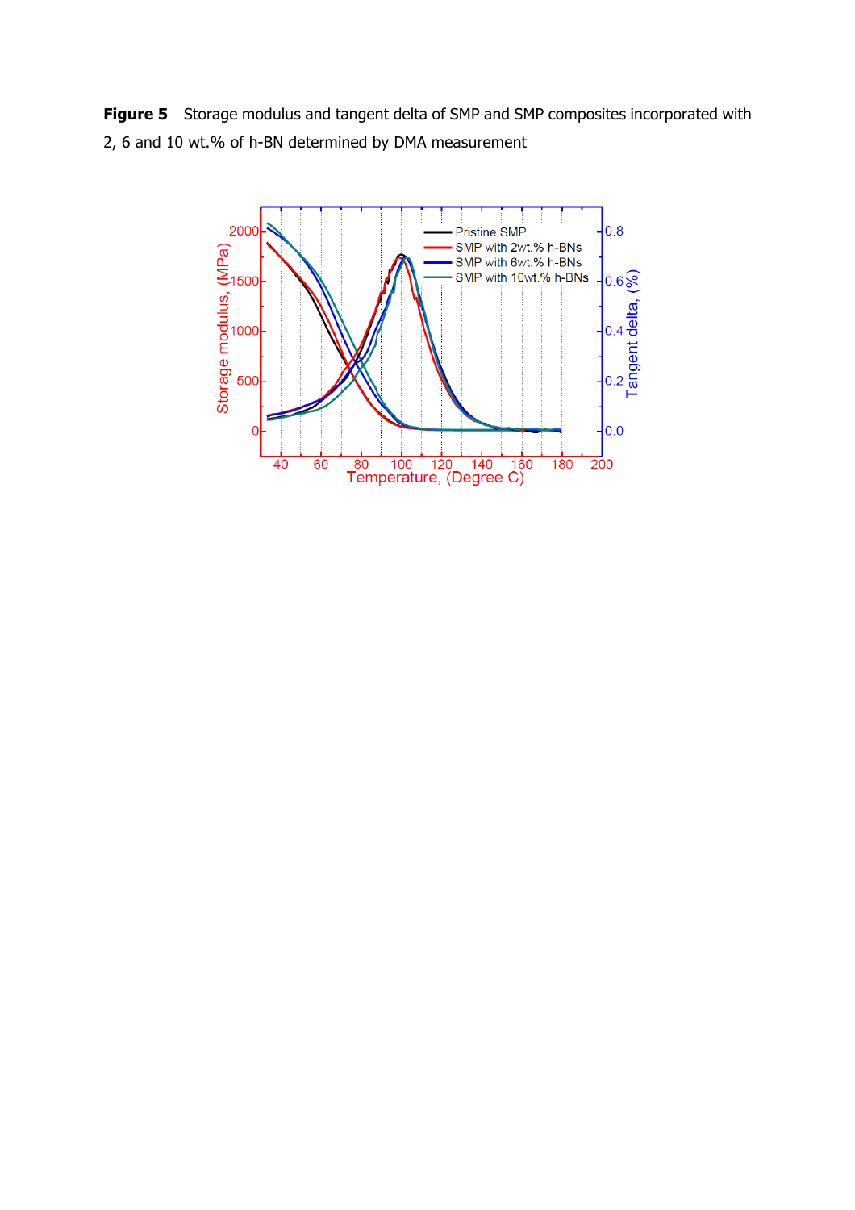**Figure 5** Storage modulus and tangent delta of SMP and SMP composites incorporated with 2, 6 and 10 wt.% of h-BN determined by DMA measurement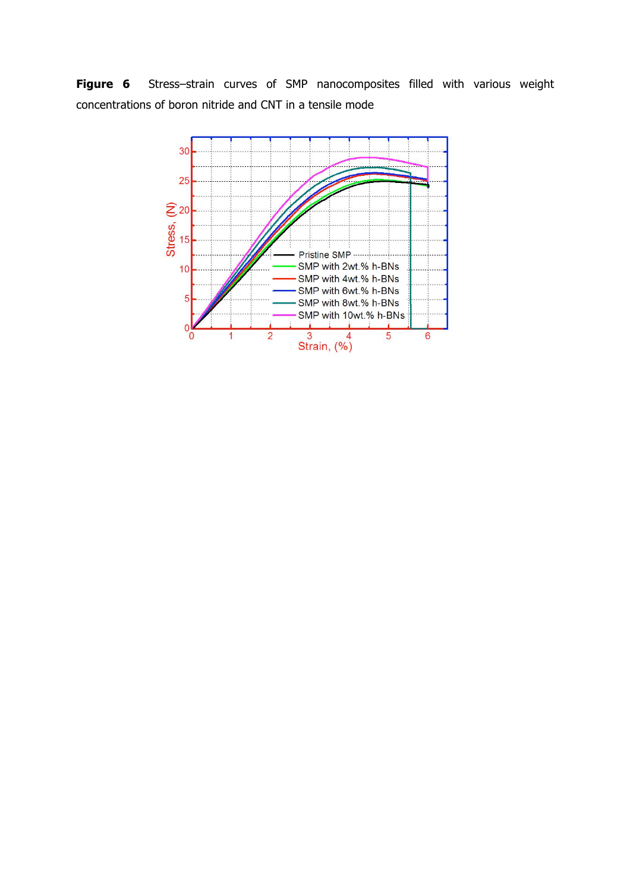**Figure 6** Stress–strain curves of SMP nanocomposites filled with various weight concentrations of boron nitride and CNT in a tensile mode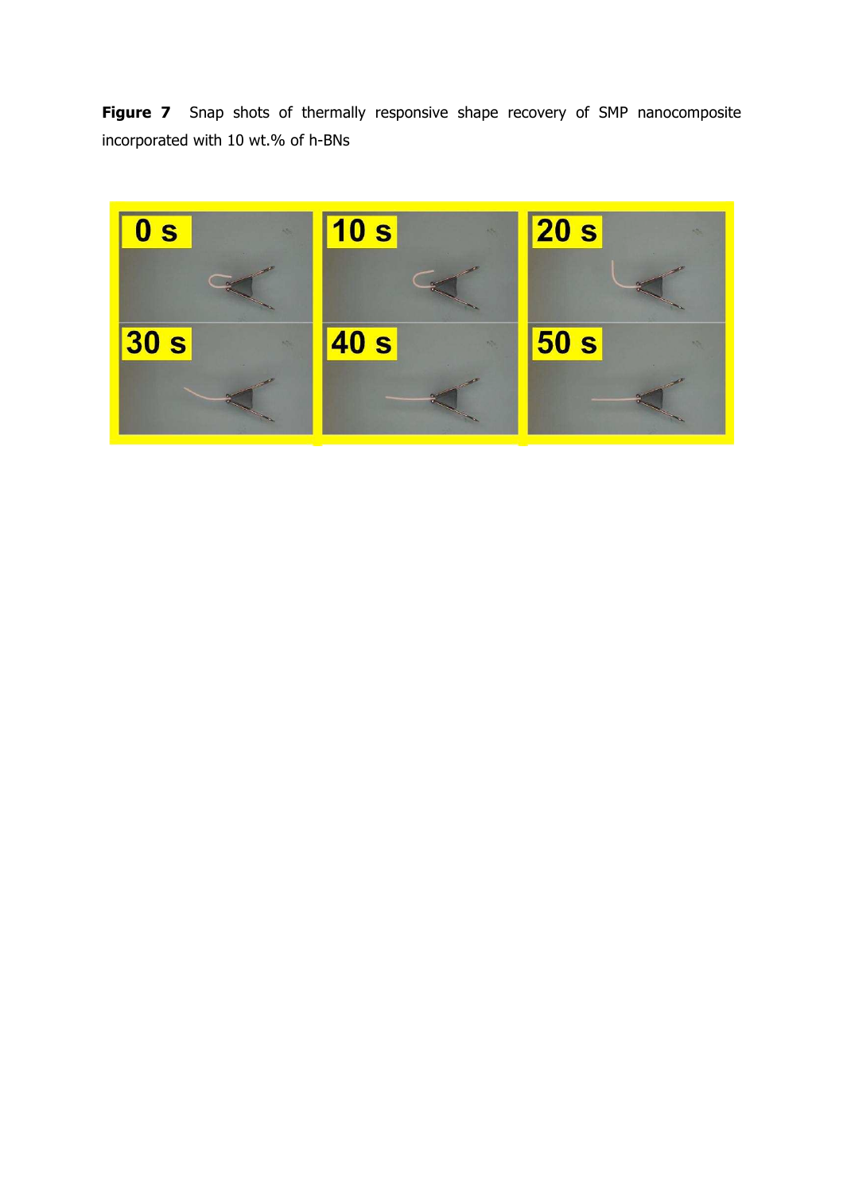**Figure 7** Snap shots of thermally responsive shape recovery of SMP nanocomposite incorporated with 10 wt.% of h-BNs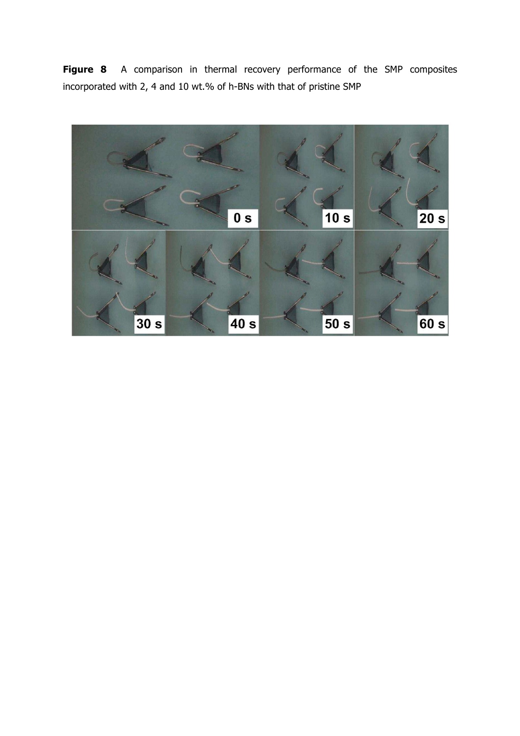**Figure 8** A comparison in thermal recovery performance of the SMP composites incorporated with 2, 4 and 10 wt.% of h-BNs with that of pristine SMP

0 s

10 s

20 s

30 s

40 s

50 s

60 s